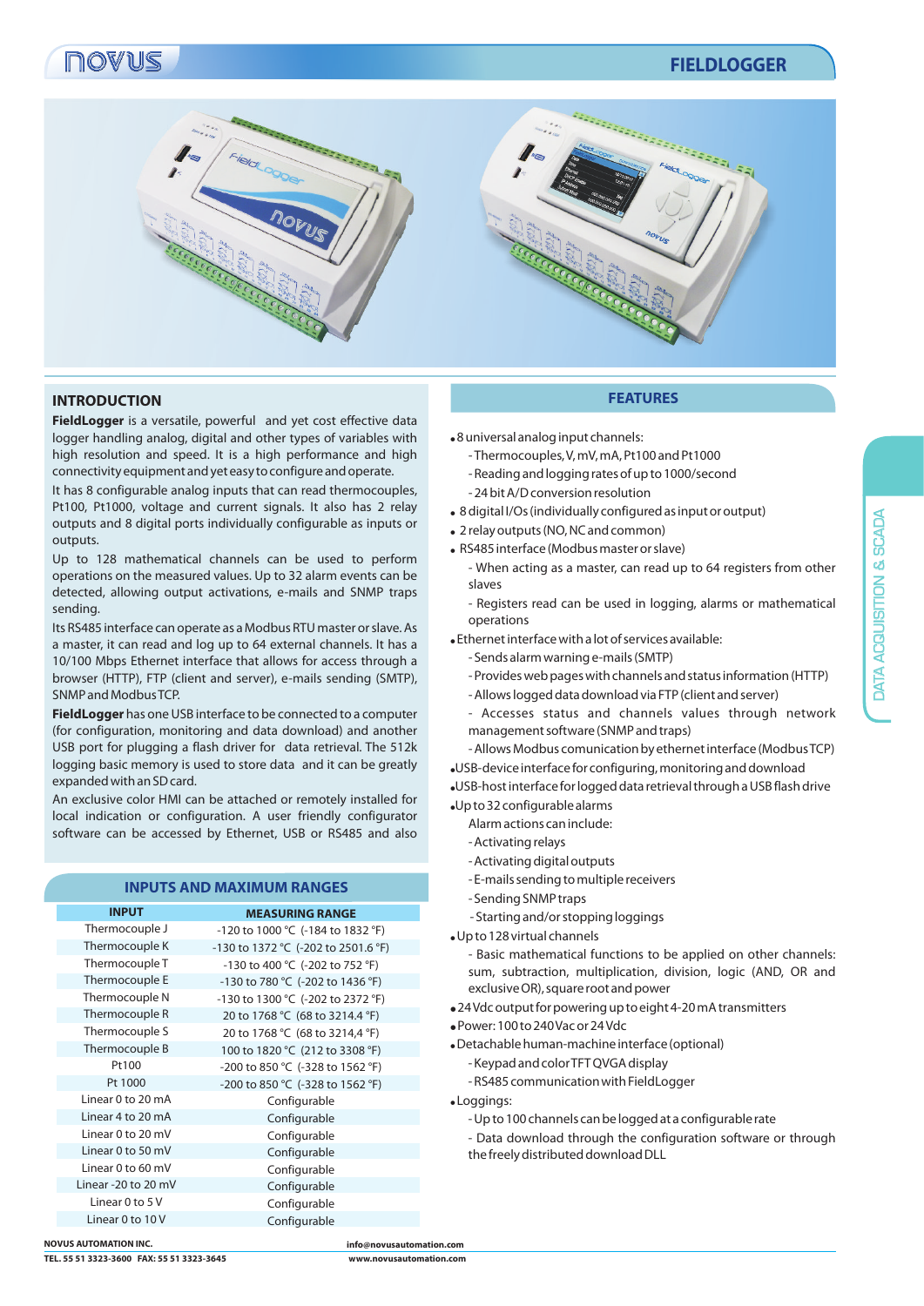# FIELDLOGGER

## INTRODUCTION

**FieldLogger** is a versatile, powerful and yet cost effective data logger handling analog, digital and other types of variables with high resolution and speed. It is a high performance and high connectivity equipment and yet easy to configure and operate.

It has 8 configurable analog inputs that can read thermocouples, Pt100, Pt1000, voltage and current signals. It also has 2 relay outputs and 8 digital ports individually configurable as inputs or outputs.

Up to 128 mathematical channels can be used to perform operations on the measured values. Up to 32 alarm events can be detected, allowing output activations, e-mails and SNMP traps sending.

Its RS485 interface can operate as a Modbus RTU master or slave. As a master, it can read and log up to 64 external channels. It has a 10/100 Mbps Ethernet interface that allows for access through a browser (HTTP), FTP (client and server), e-mails sending (SMTP), SNMP and Modbus TCP.

**FieldLogger** has one USB interface to be connected to a computer (for configuration, monitoring and data download) and another USB port for plugging a flash driver for data retrieval. The 512k logging basic memory is used to store data and it can be greatly expanded with an SD card.

An exclusive color HMI can be attached or remotely installed for local indication or configuration. A user friendly configurator software can be accessed by Ethernet, USB or RS485 and also

## INPUTS AND MAXIMUM RANGES

| INPUT | MEASURING RANGE |
|---|---|
| Thermocouple J | -120 to 1000 °C (-184 to 1832 °F) |
| Thermocouple K | -130 to 1372 °C (-202 to 2501.6 °F) |
| Thermocouple T | -130 to 400 °C (-202 to 752 °F) |
| Thermocouple E | -130 to 780 °C (-202 to 1436 °F) |
| Thermocouple N | -130 to 1300 °C (-202 to 2372 °F) |
| Thermocouple R | 20 to 1768 °C (68 to 3214.4 °F) |
| Thermocouple S | 20 to 1768 °C (68 to 3214,4 °F) |
| Thermocouple B | 100 to 1820 °C (212 to 3308 °F) |
| Pt100 | -200 to 850 °C (-328 to 1562 °F) |
| Pt 1000 | -200 to 850 °C (-328 to 1562 °F) |
| Linear 0 to 20 mA | Configurable |
| Linear 4 to 20 mA | Configurable |
| Linear 0 to 20 mV | Configurable |
| Linear 0 to 50 mV | Configurable |
| Linear 0 to 60 mV | Configurable |
| Linear -20 to 20 mV | Configurable |
| Linear 0 to 5 V | Configurable |
| Linear 0 to 10 V | Configurable |

## FEATURES

- 8 universal analog input channels:
  - Thermocouples, V, mV, mA, Pt100 and Pt1000
  - Reading and logging rates of up to 1000/second
  - 24 bit A/D conversion resolution
- 8 digital I/Os (individually configured as input or output)
- 2 relay outputs (NO, NC and common)
- RS485 interface (Modbus master or slave)
  - When acting as a master, can read up to 64 registers from other slaves
  - Registers read can be used in logging, alarms or mathematical operations
- Ethernet interface with a lot of services available:
  - Sends alarm warning e-mails (SMTP)
  - Provides web pages with channels and status information (HTTP)
  - Allows logged data download via FTP (client and server)
  - Accesses status and channels values through network management software (SNMP and traps)
  - Allows Modbus comunication by ethernet interface (Modbus TCP)
- USB-device interface for configuring, monitoring and download
- USB-host interface for logged data retrieval through a USB flash drive
- Up to 32 configurable alarms

  Alarm actions can include:
  - Activating relays
  - Activating digital outputs
  - E-mails sending to multiple receivers
  - Sending SNMP traps
  - Starting and/or stopping loggings
- Up to 128 virtual channels
  - Basic mathematical functions to be applied on other channels: sum, subtraction, multiplication, division, logic (AND, OR and exclusive OR), square root and power
- 24 Vdc output for powering up to eight 4-20 mA transmitters
- Power: 100 to 240 Vac or 24 Vdc
- Detachable human-machine interface (optional)
  - Keypad and color TFT QVGA display
  - RS485 communication with FieldLogger
- Loggings:
  - Up to 100 channels can be logged at a configurable rate
  - Data download through the configuration software or through the freely distributed download DLL

DATA ACQUISITION & SCADA

NOVUS AUTOMATION INC.
TEL. 55 51 3323-3600 FAX: 55 51 3323-3645
info@novusautomation.com
www.novusautomation.com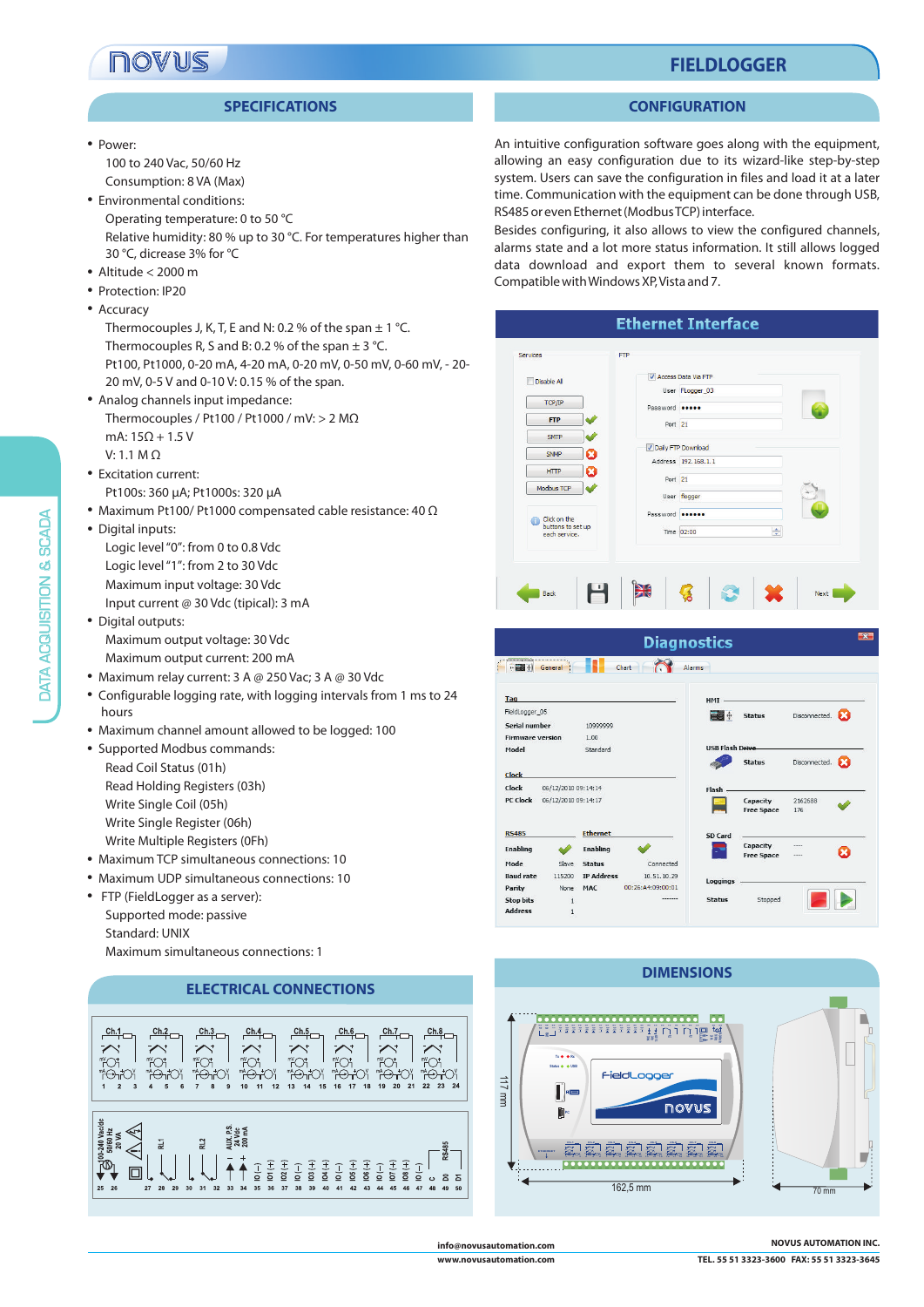## SPECIFICATIONS

- Power:
  100 to 240 Vac, 50/60 Hz
  Consumption: 8 VA (Max)
- Environmental conditions:
  Operating temperature: 0 to 50 °C
  Relative humidity: 80 % up to 30 °C. For temperatures higher than 30 °C, decrease 3% for °C
- Altitude < 2000 m
- Protection: IP20
- Accuracy
  Thermocouples J, K, T, E and N: 0.2 % of the span ± 1 °C.
  Thermocouples R, S and B: 0.2 % of the span ± 3 °C.
  Pt100, Pt1000, 0-20 mA, 4-20 mA, 0-20 mV, 0-50 mV, 0-60 mV, - 20-20 mV, 0-5 V and 0-10 V: 0.15 % of the span.
- Analog channels input impedance:
  Thermocouples / Pt100 / Pt1000 / mV: > 2 MΩ
  mA: 15Ω + 1.5 V
  V: 1.1 M Ω
- Excitation current:
  Pt100s: 360 µA; Pt1000s: 320 µA
- Maximum Pt100/ Pt1000 compensated cable resistance: 40 Ω
- Digital inputs:
  Logic level "0": from 0 to 0.8 Vdc
  Logic level "1": from 2 to 30 Vdc
  Maximum input voltage: 30 Vdc
  Input current @ 30 Vdc (tipical): 3 mA
- Digital outputs:
  Maximum output voltage: 30 Vdc
  Maximum output current: 200 mA
- Maximum relay current: 3 A @ 250 Vac; 3 A @ 30 Vdc
- Configurable logging rate, with logging intervals from 1 ms to 24 hours
- Maximum channel amount allowed to be logged: 100
- Supported Modbus commands:
  Read Coil Status (01h)
  Read Holding Registers (03h)
  Write Single Coil (05h)
  Write Single Register (06h)
  Write Multiple Registers (0Fh)
- Maximum TCP simultaneous connections: 10
- Maximum UDP simultaneous connections: 10
- FTP (FieldLogger as a server):
  Supported mode: passive
  Standard: UNIX
  Maximum simultaneous connections: 1

## ELECTRICAL CONNECTIONS

Ch.1 Ch.2 Ch.3 Ch.4 Ch.5 Ch.6 Ch.7 Ch.8

1 2 3 4 5 6 7 8 9 10 11 12 13 14 15 16 17 18 19 20 21 22 23 24

100-240 Vac/dc 50/60 Hz 20 VA RL1 RL2 AUX. P.S. 24 Vdc 200 mA RS485

25 26 27 28 29 30 31 32 33 34 35 36 37 38 39 40 41 42 43 44 45 46 47 48 49 50

## CONFIGURATION

An intuitive configuration software goes along with the equipment, allowing an easy configuration due to its wizard-like step-by-step system. Users can save the configuration in files and load it at a later time. Communication with the equipment can be done through USB, RS485 or even Ethernet (Modbus TCP) interface.

Besides configuring, it also allows to view the configured channels, alarms state and a lot more status information. It still allows logged data download and export them to several known formats. Compatible with Windows XP, Vista and 7.

**Ethernet Interface**

**Diagnostics**

## DIMENSIONS

117 mm

162,5 mm

70 mm